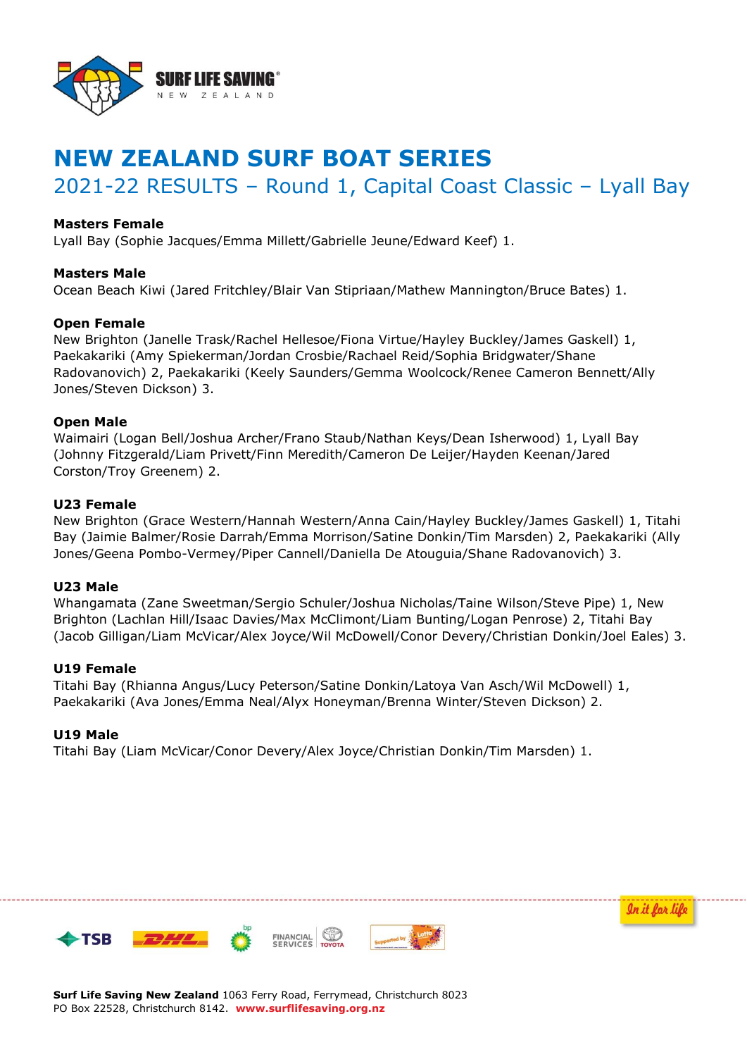# NEW ZEALAND SURF BOAT SERIES

## 2021-22 RESULTS – Round 1, Capital Coast Classic – Lyall Bay

**Masters Female**
Lyall Bay (Sophie Jacques/Emma Millett/Gabrielle Jeune/Edward Keef) 1.

**Masters Male**
Ocean Beach Kiwi (Jared Fritchley/Blair Van Stipriaan/Mathew Mannington/Bruce Bates) 1.

**Open Female**
New Brighton (Janelle Trask/Rachel Hellesoe/Fiona Virtue/Hayley Buckley/James Gaskell) 1, Paekakariki (Amy Spiekerman/Jordan Crosbie/Rachael Reid/Sophia Bridgwater/Shane Radovanovich) 2, Paekakariki (Keely Saunders/Gemma Woolcock/Renee Cameron Bennett/Ally Jones/Steven Dickson) 3.

**Open Male**
Waimairi (Logan Bell/Joshua Archer/Frano Staub/Nathan Keys/Dean Isherwood) 1, Lyall Bay (Johnny Fitzgerald/Liam Privett/Finn Meredith/Cameron De Leijer/Hayden Keenan/Jared Corston/Troy Greenem) 2.

**U23 Female**
New Brighton (Grace Western/Hannah Western/Anna Cain/Hayley Buckley/James Gaskell) 1, Titahi Bay (Jaimie Balmer/Rosie Darrah/Emma Morrison/Satine Donkin/Tim Marsden) 2, Paekakariki (Ally Jones/Geena Pombo-Vermey/Piper Cannell/Daniella De Atouguia/Shane Radovanovich) 3.

**U23 Male**
Whangamata (Zane Sweetman/Sergio Schuler/Joshua Nicholas/Taine Wilson/Steve Pipe) 1, New Brighton (Lachlan Hill/Isaac Davies/Max McClimont/Liam Bunting/Logan Penrose) 2, Titahi Bay (Jacob Gilligan/Liam McVicar/Alex Joyce/Wil McDowell/Conor Devery/Christian Donkin/Joel Eales) 3.

**U19 Female**
Titahi Bay (Rhianna Angus/Lucy Peterson/Satine Donkin/Latoya Van Asch/Wil McDowell) 1, Paekakariki (Ava Jones/Emma Neal/Alyx Honeyman/Brenna Winter/Steven Dickson) 2.

**U19 Male**
Titahi Bay (Liam McVicar/Conor Devery/Alex Joyce/Christian Donkin/Tim Marsden) 1.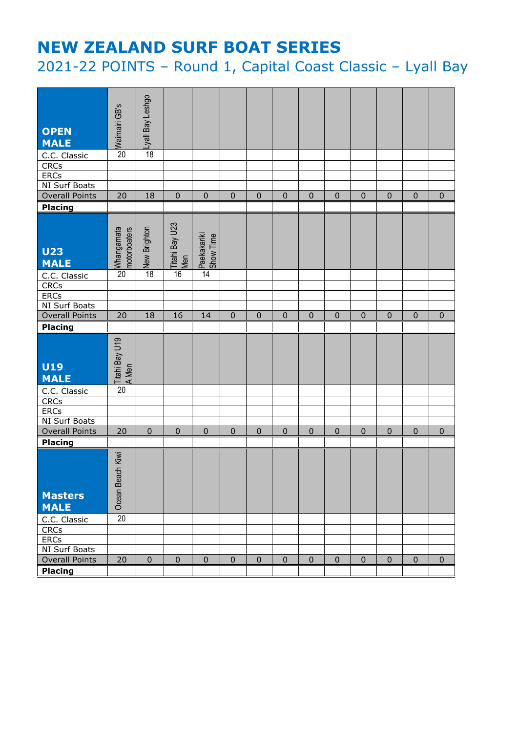# NEW ZEALAND SURF BOAT SERIES

## 2021-22 POINTS – Round 1, Capital Coast Classic – Lyall Bay

| **OPEN MALE** | Waimairi GB's | Lyall Bay Leshgo | | | | | | | | | | | |
|---|---|---|---|---|---|---|---|---|---|---|---|---|---|
| C.C. Classic | 20 | 18 | | | | | | | | | | | |
| CRCs | | | | | | | | | | | | | |
| ERCs | | | | | | | | | | | | | |
| NI Surf Boats | | | | | | | | | | | | | |
| Overall Points | 20 | 18 | 0 | 0 | 0 | 0 | 0 | 0 | 0 | 0 | 0 | 0 | 0 |
| **Placing** | | | | | | | | | | | | | |

| **U23 MALE** | Whangamata motorboaters | New Brighton | Titahi Bay U23 Men | Paekakariki Show Time | | | | | | | | | |
|---|---|---|---|---|---|---|---|---|---|---|---|---|---|
| C.C. Classic | 20 | 18 | 16 | 14 | | | | | | | | | |
| CRCs | | | | | | | | | | | | | |
| ERCs | | | | | | | | | | | | | |
| NI Surf Boats | | | | | | | | | | | | | |
| Overall Points | 20 | 18 | 16 | 14 | 0 | 0 | 0 | 0 | 0 | 0 | 0 | 0 | 0 |
| **Placing** | | | | | | | | | | | | | |

| **U19 MALE** | Titahi Bay U19 A Men | | | | | | | | | | | | |
|---|---|---|---|---|---|---|---|---|---|---|---|---|---|
| C.C. Classic | 20 | | | | | | | | | | | | |
| CRCs | | | | | | | | | | | | | |
| ERCs | | | | | | | | | | | | | |
| NI Surf Boats | | | | | | | | | | | | | |
| Overall Points | 20 | 0 | 0 | 0 | 0 | 0 | 0 | 0 | 0 | 0 | 0 | 0 | 0 |
| **Placing** | | | | | | | | | | | | | |

| **Masters MALE** | Ocean Beach Kiwi | | | | | | | | | | | | |
|---|---|---|---|---|---|---|---|---|---|---|---|---|---|
| C.C. Classic | 20 | | | | | | | | | | | | |
| CRCs | | | | | | | | | | | | | |
| ERCs | | | | | | | | | | | | | |
| NI Surf Boats | | | | | | | | | | | | | |
| Overall Points | 20 | 0 | 0 | 0 | 0 | 0 | 0 | 0 | 0 | 0 | 0 | 0 | 0 |
| **Placing** | | | | | | | | | | | | | |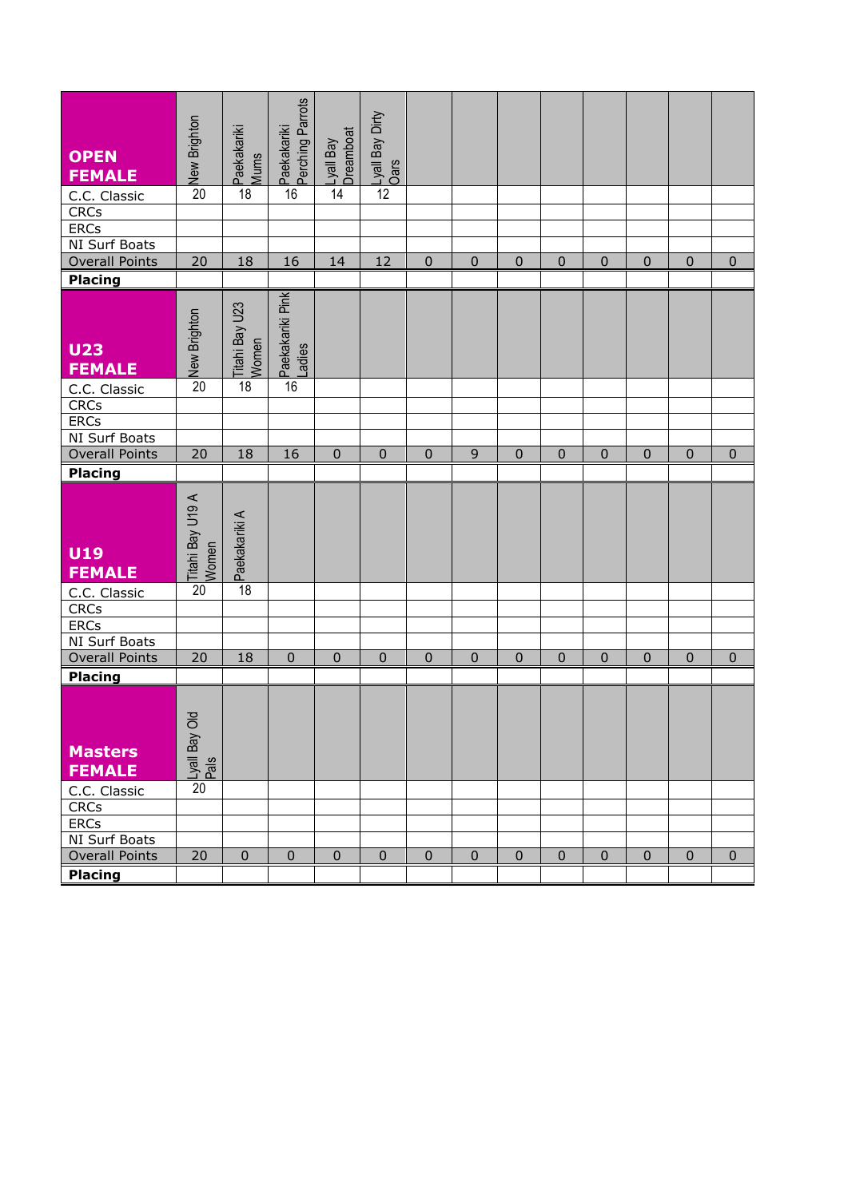| OPEN FEMALE | New Brighton | Paekakariki Mums | Paekakariki Perching Parrots | Lyall Bay Dreamboat | Lyall Bay Dirty Oars | | | | | | | | |
|---|---|---|---|---|---|---|---|---|---|---|---|---|---|
| C.C. Classic | 20 | 18 | 16 | 14 | 12 | | | | | | | | |
| CRCs | | | | | | | | | | | | | |
| ERCs | | | | | | | | | | | | | |
| NI Surf Boats | | | | | | | | | | | | | |
| Overall Points | 20 | 18 | 16 | 14 | 12 | 0 | 0 | 0 | 0 | 0 | 0 | 0 | 0 |
| **Placing** | | | | | | | | | | | | | |

| U23 FEMALE | New Brighton | Titahi Bay U23 Women | Paekakariki Pink Ladies | | | | | | | | | | |
|---|---|---|---|---|---|---|---|---|---|---|---|---|---|
| C.C. Classic | 20 | 18 | 16 | | | | | | | | | | |
| CRCs | | | | | | | | | | | | | |
| ERCs | | | | | | | | | | | | | |
| NI Surf Boats | | | | | | | | | | | | | |
| Overall Points | 20 | 18 | 16 | 0 | 0 | 0 | 9 | 0 | 0 | 0 | 0 | 0 | 0 |
| **Placing** | | | | | | | | | | | | | |

| U19 FEMALE | Titahi Bay U19 A Women | Paekakariki A | | | | | | | | | | | |
|---|---|---|---|---|---|---|---|---|---|---|---|---|---|
| C.C. Classic | 20 | 18 | | | | | | | | | | | |
| CRCs | | | | | | | | | | | | | |
| ERCs | | | | | | | | | | | | | |
| NI Surf Boats | | | | | | | | | | | | | |
| Overall Points | 20 | 18 | 0 | 0 | 0 | 0 | 0 | 0 | 0 | 0 | 0 | 0 | 0 |
| **Placing** | | | | | | | | | | | | | |

| Masters FEMALE | Lyall Bay Old Pals | | | | | | | | | | | | |
|---|---|---|---|---|---|---|---|---|---|---|---|---|---|
| C.C. Classic | 20 | | | | | | | | | | | | |
| CRCs | | | | | | | | | | | | | |
| ERCs | | | | | | | | | | | | | |
| NI Surf Boats | | | | | | | | | | | | | |
| Overall Points | 20 | 0 | 0 | 0 | 0 | 0 | 0 | 0 | 0 | 0 | 0 | 0 | 0 |
| **Placing** | | | | | | | | | | | | | |